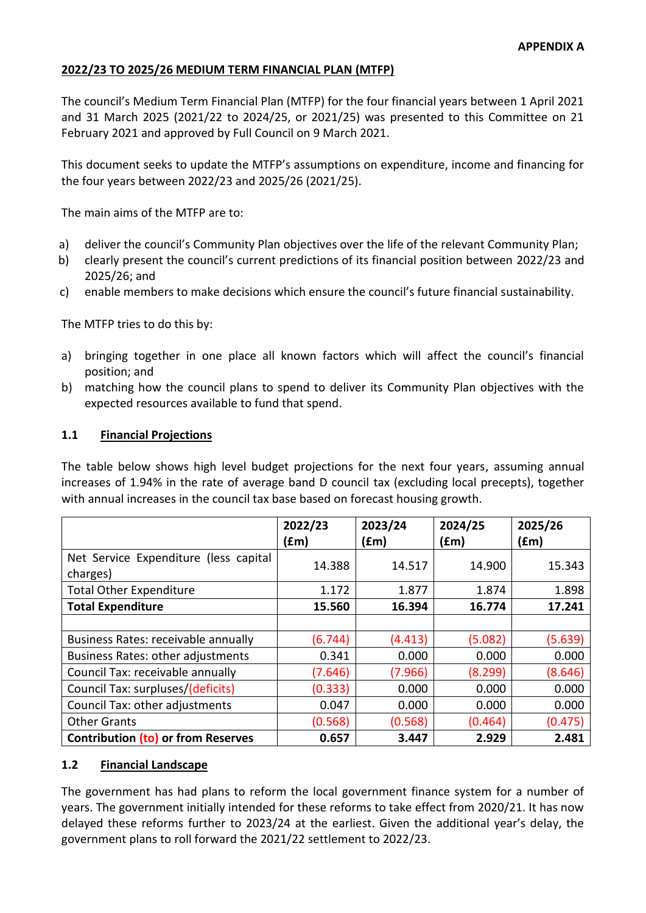**APPENDIX A**

## 2022/23 TO 2025/26 MEDIUM TERM FINANCIAL PLAN (MTFP)

The council's Medium Term Financial Plan (MTFP) for the four financial years between 1 April 2021 and 31 March 2025 (2021/22 to 2024/25, or 2021/25) was presented to this Committee on 21 February 2021 and approved by Full Council on 9 March 2021.

This document seeks to update the MTFP's assumptions on expenditure, income and financing for the four years between 2022/23 and 2025/26 (2021/25).

The main aims of the MTFP are to:

a) deliver the council's Community Plan objectives over the life of the relevant Community Plan;
b) clearly present the council's current predictions of its financial position between 2022/23 and 2025/26; and
c) enable members to make decisions which ensure the council's future financial sustainability.

The MTFP tries to do this by:

a) bringing together in one place all known factors which will affect the council's financial position; and
b) matching how the council plans to spend to deliver its Community Plan objectives with the expected resources available to fund that spend.

### 1.1 Financial Projections

The table below shows high level budget projections for the next four years, assuming annual increases of 1.94% in the rate of average band D council tax (excluding local precepts), together with annual increases in the council tax base based on forecast housing growth.

| | 2022/23 (£m) | 2023/24 (£m) | 2024/25 (£m) | 2025/26 (£m) |
|---|---|---|---|---|
| Net Service Expenditure (less capital charges) | 14.388 | 14.517 | 14.900 | 15.343 |
| Total Other Expenditure | 1.172 | 1.877 | 1.874 | 1.898 |
| **Total Expenditure** | **15.560** | **16.394** | **16.774** | **17.241** |
| | | | | |
| Business Rates: receivable annually | (6.744) | (4.413) | (5.082) | (5.639) |
| Business Rates: other adjustments | 0.341 | 0.000 | 0.000 | 0.000 |
| Council Tax: receivable annually | (7.646) | (7.966) | (8.299) | (8.646) |
| Council Tax: surpluses/(deficits) | (0.333) | 0.000 | 0.000 | 0.000 |
| Council Tax: other adjustments | 0.047 | 0.000 | 0.000 | 0.000 |
| Other Grants | (0.568) | (0.568) | (0.464) | (0.475) |
| **Contribution (to) or from Reserves** | **0.657** | **3.447** | **2.929** | **2.481** |

### 1.2 Financial Landscape

The government has had plans to reform the local government finance system for a number of years. The government initially intended for these reforms to take effect from 2020/21. It has now delayed these reforms further to 2023/24 at the earliest. Given the additional year's delay, the government plans to roll forward the 2021/22 settlement to 2022/23.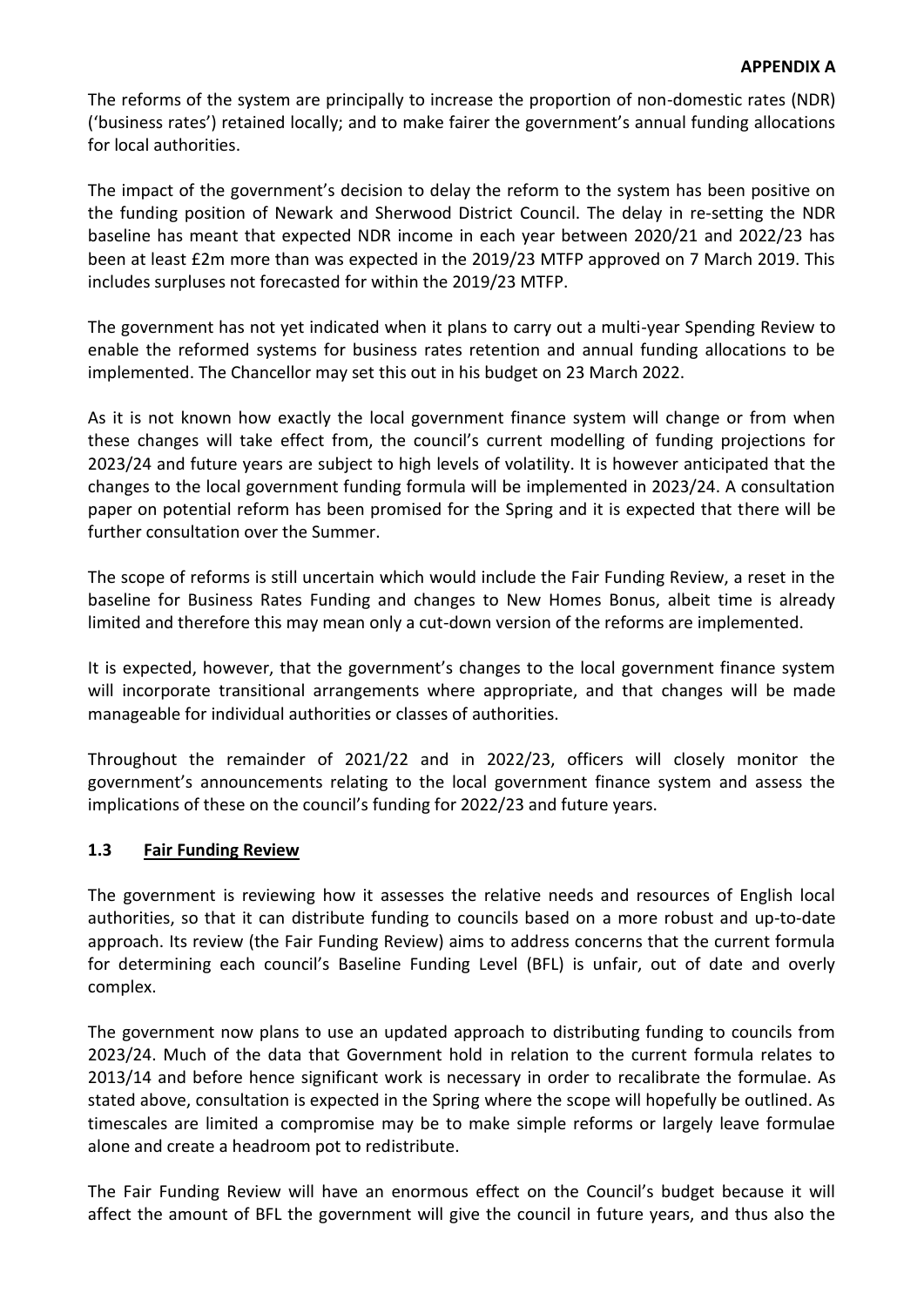The reforms of the system are principally to increase the proportion of non-domestic rates (NDR) ('business rates') retained locally; and to make fairer the government's annual funding allocations for local authorities.

The impact of the government's decision to delay the reform to the system has been positive on the funding position of Newark and Sherwood District Council. The delay in re-setting the NDR baseline has meant that expected NDR income in each year between 2020/21 and 2022/23 has been at least £2m more than was expected in the 2019/23 MTFP approved on 7 March 2019. This includes surpluses not forecasted for within the 2019/23 MTFP.

The government has not yet indicated when it plans to carry out a multi-year Spending Review to enable the reformed systems for business rates retention and annual funding allocations to be implemented. The Chancellor may set this out in his budget on 23 March 2022.

As it is not known how exactly the local government finance system will change or from when these changes will take effect from, the council's current modelling of funding projections for 2023/24 and future years are subject to high levels of volatility. It is however anticipated that the changes to the local government funding formula will be implemented in 2023/24. A consultation paper on potential reform has been promised for the Spring and it is expected that there will be further consultation over the Summer.

The scope of reforms is still uncertain which would include the Fair Funding Review, a reset in the baseline for Business Rates Funding and changes to New Homes Bonus, albeit time is already limited and therefore this may mean only a cut-down version of the reforms are implemented.

It is expected, however, that the government's changes to the local government finance system will incorporate transitional arrangements where appropriate, and that changes will be made manageable for individual authorities or classes of authorities.

Throughout the remainder of 2021/22 and in 2022/23, officers will closely monitor the government's announcements relating to the local government finance system and assess the implications of these on the council's funding for 2022/23 and future years.

### 1.3 Fair Funding Review

The government is reviewing how it assesses the relative needs and resources of English local authorities, so that it can distribute funding to councils based on a more robust and up-to-date approach. Its review (the Fair Funding Review) aims to address concerns that the current formula for determining each council's Baseline Funding Level (BFL) is unfair, out of date and overly complex.

The government now plans to use an updated approach to distributing funding to councils from 2023/24. Much of the data that Government hold in relation to the current formula relates to 2013/14 and before hence significant work is necessary in order to recalibrate the formulae. As stated above, consultation is expected in the Spring where the scope will hopefully be outlined. As timescales are limited a compromise may be to make simple reforms or largely leave formulae alone and create a headroom pot to redistribute.

The Fair Funding Review will have an enormous effect on the Council's budget because it will affect the amount of BFL the government will give the council in future years, and thus also the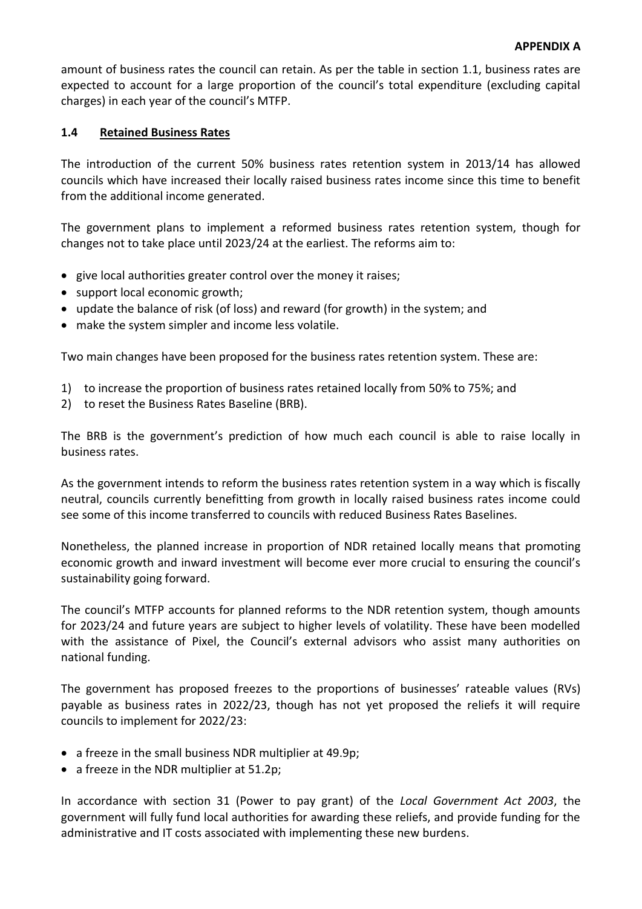amount of business rates the council can retain. As per the table in section 1.1, business rates are expected to account for a large proportion of the council's total expenditure (excluding capital charges) in each year of the council's MTFP.

## 1.4 Retained Business Rates

The introduction of the current 50% business rates retention system in 2013/14 has allowed councils which have increased their locally raised business rates income since this time to benefit from the additional income generated.

The government plans to implement a reformed business rates retention system, though for changes not to take place until 2023/24 at the earliest. The reforms aim to:

- give local authorities greater control over the money it raises;
- support local economic growth;
- update the balance of risk (of loss) and reward (for growth) in the system; and
- make the system simpler and income less volatile.

Two main changes have been proposed for the business rates retention system. These are:

1) to increase the proportion of business rates retained locally from 50% to 75%; and
2) to reset the Business Rates Baseline (BRB).

The BRB is the government's prediction of how much each council is able to raise locally in business rates.

As the government intends to reform the business rates retention system in a way which is fiscally neutral, councils currently benefitting from growth in locally raised business rates income could see some of this income transferred to councils with reduced Business Rates Baselines.

Nonetheless, the planned increase in proportion of NDR retained locally means that promoting economic growth and inward investment will become ever more crucial to ensuring the council's sustainability going forward.

The council's MTFP accounts for planned reforms to the NDR retention system, though amounts for 2023/24 and future years are subject to higher levels of volatility. These have been modelled with the assistance of Pixel, the Council's external advisors who assist many authorities on national funding.

The government has proposed freezes to the proportions of businesses' rateable values (RVs) payable as business rates in 2022/23, though has not yet proposed the reliefs it will require councils to implement for 2022/23:

- a freeze in the small business NDR multiplier at 49.9p;
- a freeze in the NDR multiplier at 51.2p;

In accordance with section 31 (Power to pay grant) of the *Local Government Act 2003*, the government will fully fund local authorities for awarding these reliefs, and provide funding for the administrative and IT costs associated with implementing these new burdens.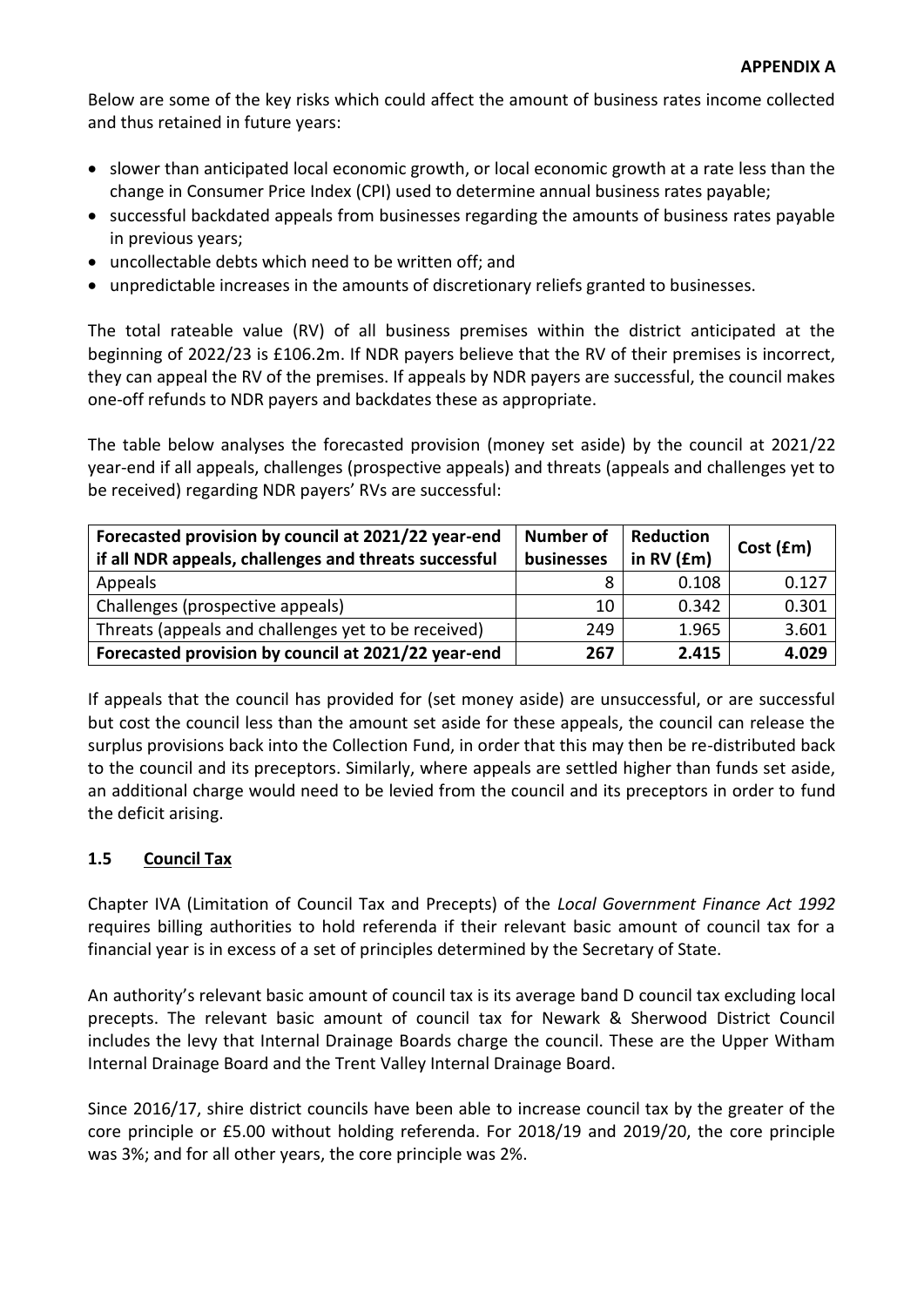**APPENDIX A**

Below are some of the key risks which could affect the amount of business rates income collected and thus retained in future years:

- slower than anticipated local economic growth, or local economic growth at a rate less than the change in Consumer Price Index (CPI) used to determine annual business rates payable;
- successful backdated appeals from businesses regarding the amounts of business rates payable in previous years;
- uncollectable debts which need to be written off; and
- unpredictable increases in the amounts of discretionary reliefs granted to businesses.

The total rateable value (RV) of all business premises within the district anticipated at the beginning of 2022/23 is £106.2m. If NDR payers believe that the RV of their premises is incorrect, they can appeal the RV of the premises. If appeals by NDR payers are successful, the council makes one-off refunds to NDR payers and backdates these as appropriate.

The table below analyses the forecasted provision (money set aside) by the council at 2021/22 year-end if all appeals, challenges (prospective appeals) and threats (appeals and challenges yet to be received) regarding NDR payers' RVs are successful:

| Forecasted provision by council at 2021/22 year-end if all NDR appeals, challenges and threats successful | Number of businesses | Reduction in RV (£m) | Cost (£m) |
|---|---|---|---|
| Appeals | 8 | 0.108 | 0.127 |
| Challenges (prospective appeals) | 10 | 0.342 | 0.301 |
| Threats (appeals and challenges yet to be received) | 249 | 1.965 | 3.601 |
| **Forecasted provision by council at 2021/22 year-end** | **267** | **2.415** | **4.029** |

If appeals that the council has provided for (set money aside) are unsuccessful, or are successful but cost the council less than the amount set aside for these appeals, the council can release the surplus provisions back into the Collection Fund, in order that this may then be re-distributed back to the council and its preceptors. Similarly, where appeals are settled higher than funds set aside, an additional charge would need to be levied from the council and its preceptors in order to fund the deficit arising.

## 1.5 Council Tax

Chapter IVA (Limitation of Council Tax and Precepts) of the *Local Government Finance Act 1992* requires billing authorities to hold referenda if their relevant basic amount of council tax for a financial year is in excess of a set of principles determined by the Secretary of State.

An authority's relevant basic amount of council tax is its average band D council tax excluding local precepts. The relevant basic amount of council tax for Newark & Sherwood District Council includes the levy that Internal Drainage Boards charge the council. These are the Upper Witham Internal Drainage Board and the Trent Valley Internal Drainage Board.

Since 2016/17, shire district councils have been able to increase council tax by the greater of the core principle or £5.00 without holding referenda. For 2018/19 and 2019/20, the core principle was 3%; and for all other years, the core principle was 2%.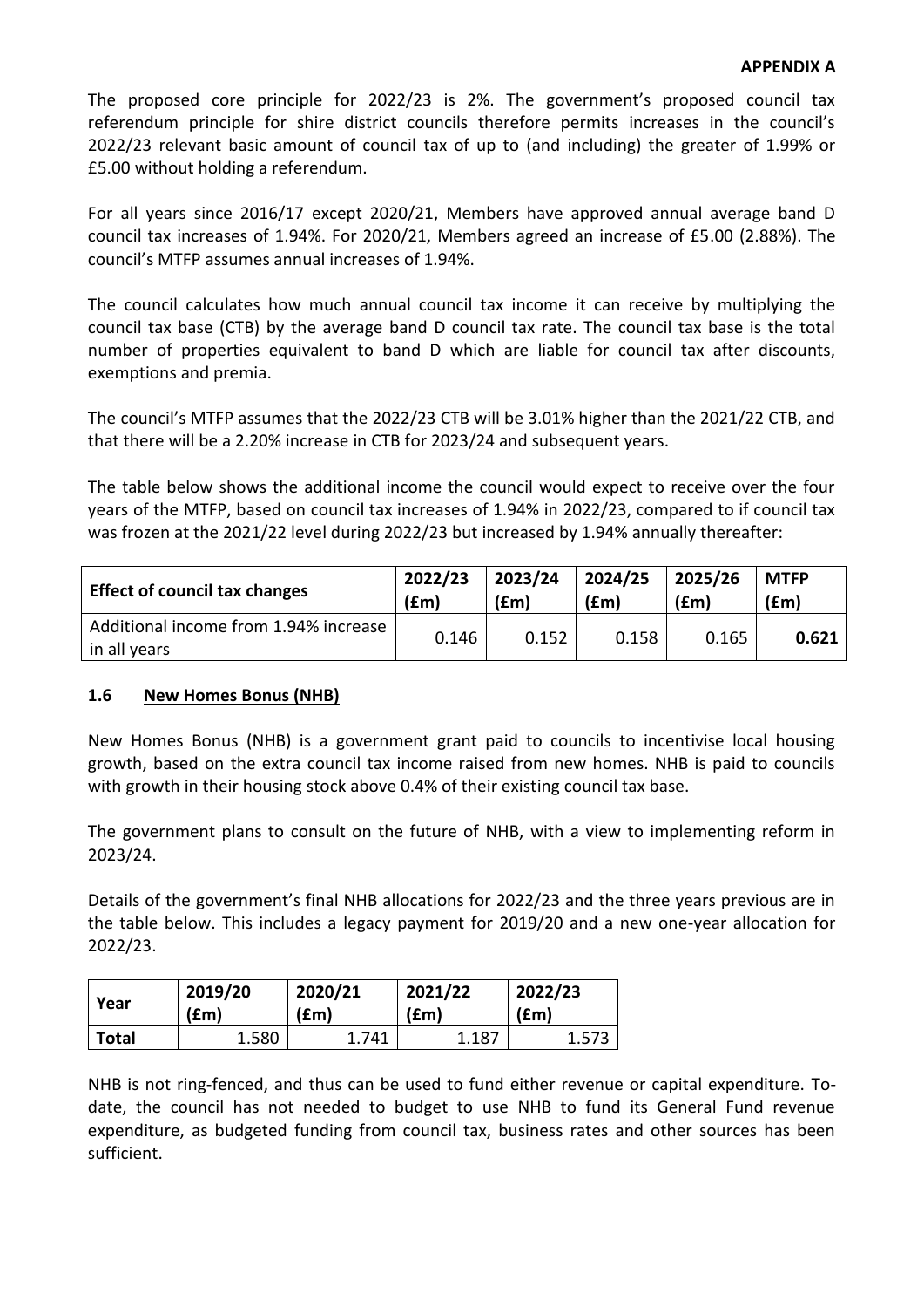**APPENDIX A**

The proposed core principle for 2022/23 is 2%. The government's proposed council tax referendum principle for shire district councils therefore permits increases in the council's 2022/23 relevant basic amount of council tax of up to (and including) the greater of 1.99% or £5.00 without holding a referendum.

For all years since 2016/17 except 2020/21, Members have approved annual average band D council tax increases of 1.94%. For 2020/21, Members agreed an increase of £5.00 (2.88%). The council's MTFP assumes annual increases of 1.94%.

The council calculates how much annual council tax income it can receive by multiplying the council tax base (CTB) by the average band D council tax rate. The council tax base is the total number of properties equivalent to band D which are liable for council tax after discounts, exemptions and premia.

The council's MTFP assumes that the 2022/23 CTB will be 3.01% higher than the 2021/22 CTB, and that there will be a 2.20% increase in CTB for 2023/24 and subsequent years.

The table below shows the additional income the council would expect to receive over the four years of the MTFP, based on council tax increases of 1.94% in 2022/23, compared to if council tax was frozen at the 2021/22 level during 2022/23 but increased by 1.94% annually thereafter:

| Effect of council tax changes | 2022/23 (£m) | 2023/24 (£m) | 2024/25 (£m) | 2025/26 (£m) | MTFP (£m) |
|---|---|---|---|---|---|
| Additional income from 1.94% increase in all years | 0.146 | 0.152 | 0.158 | 0.165 | **0.621** |

### 1.6 New Homes Bonus (NHB)

New Homes Bonus (NHB) is a government grant paid to councils to incentivise local housing growth, based on the extra council tax income raised from new homes. NHB is paid to councils with growth in their housing stock above 0.4% of their existing council tax base.

The government plans to consult on the future of NHB, with a view to implementing reform in 2023/24.

Details of the government's final NHB allocations for 2022/23 and the three years previous are in the table below. This includes a legacy payment for 2019/20 and a new one-year allocation for 2022/23.

| Year | 2019/20 (£m) | 2020/21 (£m) | 2021/22 (£m) | 2022/23 (£m) |
|---|---|---|---|---|
| **Total** | 1.580 | 1.741 | 1.187 | 1.573 |

NHB is not ring-fenced, and thus can be used to fund either revenue or capital expenditure. To-date, the council has not needed to budget to use NHB to fund its General Fund revenue expenditure, as budgeted funding from council tax, business rates and other sources has been sufficient.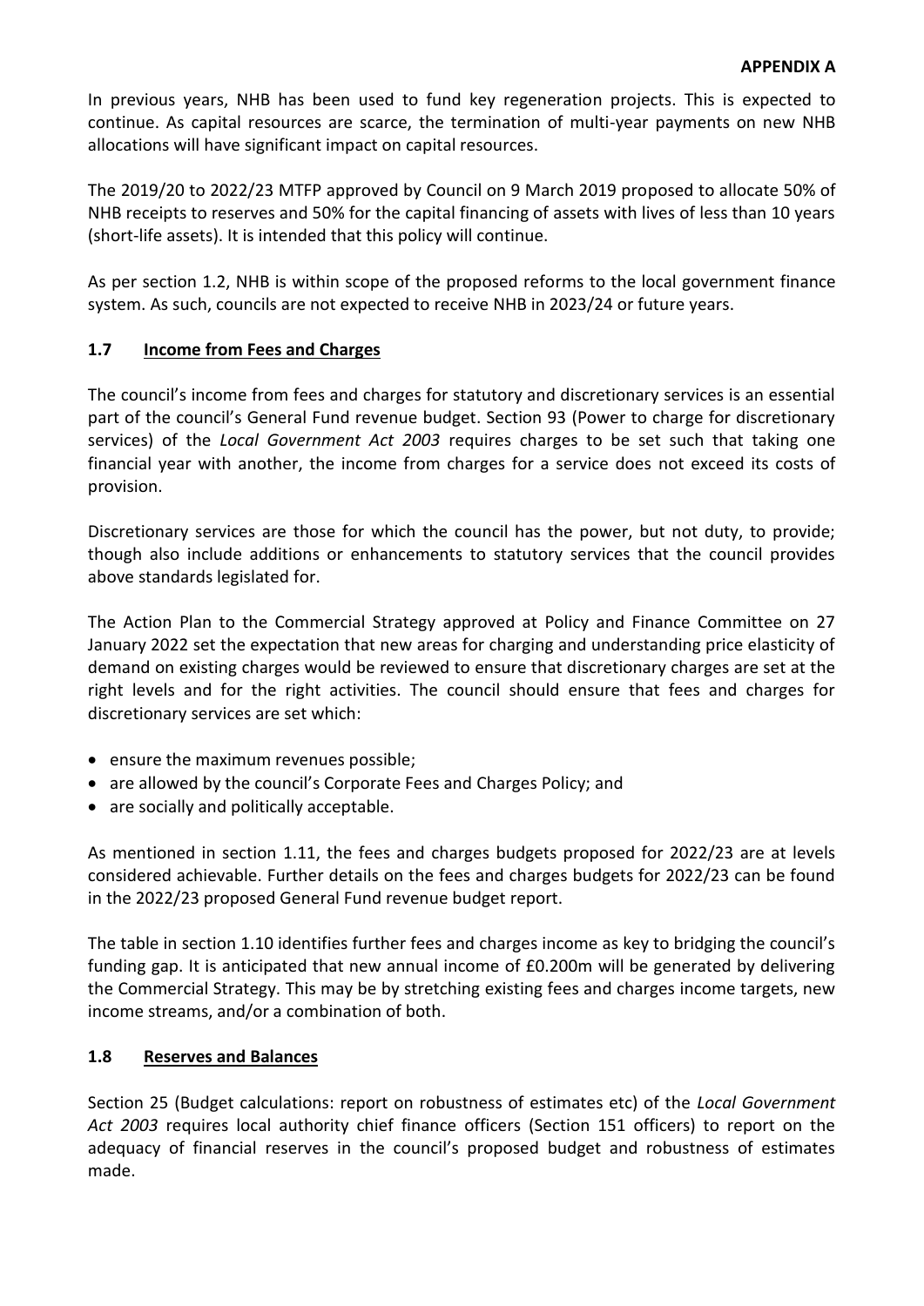In previous years, NHB has been used to fund key regeneration projects. This is expected to continue. As capital resources are scarce, the termination of multi-year payments on new NHB allocations will have significant impact on capital resources.

The 2019/20 to 2022/23 MTFP approved by Council on 9 March 2019 proposed to allocate 50% of NHB receipts to reserves and 50% for the capital financing of assets with lives of less than 10 years (short-life assets). It is intended that this policy will continue.

As per section 1.2, NHB is within scope of the proposed reforms to the local government finance system. As such, councils are not expected to receive NHB in 2023/24 or future years.

## 1.7 Income from Fees and Charges

The council's income from fees and charges for statutory and discretionary services is an essential part of the council's General Fund revenue budget. Section 93 (Power to charge for discretionary services) of the *Local Government Act 2003* requires charges to be set such that taking one financial year with another, the income from charges for a service does not exceed its costs of provision.

Discretionary services are those for which the council has the power, but not duty, to provide; though also include additions or enhancements to statutory services that the council provides above standards legislated for.

The Action Plan to the Commercial Strategy approved at Policy and Finance Committee on 27 January 2022 set the expectation that new areas for charging and understanding price elasticity of demand on existing charges would be reviewed to ensure that discretionary charges are set at the right levels and for the right activities. The council should ensure that fees and charges for discretionary services are set which:

- ensure the maximum revenues possible;
- are allowed by the council's Corporate Fees and Charges Policy; and
- are socially and politically acceptable.

As mentioned in section 1.11, the fees and charges budgets proposed for 2022/23 are at levels considered achievable. Further details on the fees and charges budgets for 2022/23 can be found in the 2022/23 proposed General Fund revenue budget report.

The table in section 1.10 identifies further fees and charges income as key to bridging the council's funding gap. It is anticipated that new annual income of £0.200m will be generated by delivering the Commercial Strategy. This may be by stretching existing fees and charges income targets, new income streams, and/or a combination of both.

## 1.8 Reserves and Balances

Section 25 (Budget calculations: report on robustness of estimates etc) of the *Local Government Act 2003* requires local authority chief finance officers (Section 151 officers) to report on the adequacy of financial reserves in the council's proposed budget and robustness of estimates made.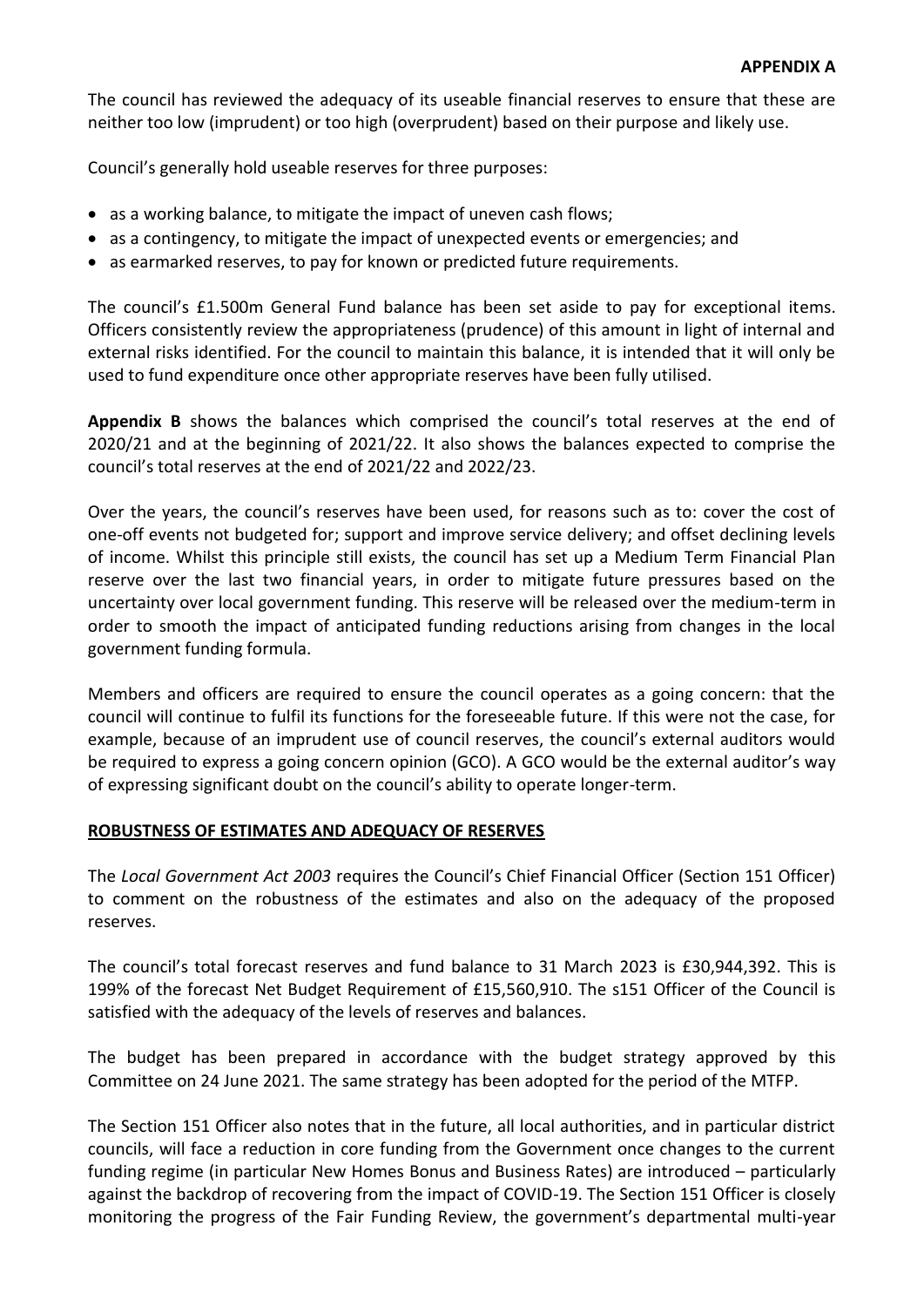**APPENDIX A**

The council has reviewed the adequacy of its useable financial reserves to ensure that these are neither too low (imprudent) or too high (overprudent) based on their purpose and likely use.

Council's generally hold useable reserves for three purposes:

- as a working balance, to mitigate the impact of uneven cash flows;
- as a contingency, to mitigate the impact of unexpected events or emergencies; and
- as earmarked reserves, to pay for known or predicted future requirements.

The council's £1.500m General Fund balance has been set aside to pay for exceptional items. Officers consistently review the appropriateness (prudence) of this amount in light of internal and external risks identified. For the council to maintain this balance, it is intended that it will only be used to fund expenditure once other appropriate reserves have been fully utilised.

**Appendix B** shows the balances which comprised the council's total reserves at the end of 2020/21 and at the beginning of 2021/22. It also shows the balances expected to comprise the council's total reserves at the end of 2021/22 and 2022/23.

Over the years, the council's reserves have been used, for reasons such as to: cover the cost of one-off events not budgeted for; support and improve service delivery; and offset declining levels of income. Whilst this principle still exists, the council has set up a Medium Term Financial Plan reserve over the last two financial years, in order to mitigate future pressures based on the uncertainty over local government funding. This reserve will be released over the medium-term in order to smooth the impact of anticipated funding reductions arising from changes in the local government funding formula.

Members and officers are required to ensure the council operates as a going concern: that the council will continue to fulfil its functions for the foreseeable future. If this were not the case, for example, because of an imprudent use of council reserves, the council's external auditors would be required to express a going concern opinion (GCO). A GCO would be the external auditor's way of expressing significant doubt on the council's ability to operate longer-term.

**ROBUSTNESS OF ESTIMATES AND ADEQUACY OF RESERVES**

The *Local Government Act 2003* requires the Council's Chief Financial Officer (Section 151 Officer) to comment on the robustness of the estimates and also on the adequacy of the proposed reserves.

The council's total forecast reserves and fund balance to 31 March 2023 is £30,944,392. This is 199% of the forecast Net Budget Requirement of £15,560,910. The s151 Officer of the Council is satisfied with the adequacy of the levels of reserves and balances.

The budget has been prepared in accordance with the budget strategy approved by this Committee on 24 June 2021. The same strategy has been adopted for the period of the MTFP.

The Section 151 Officer also notes that in the future, all local authorities, and in particular district councils, will face a reduction in core funding from the Government once changes to the current funding regime (in particular New Homes Bonus and Business Rates) are introduced – particularly against the backdrop of recovering from the impact of COVID-19. The Section 151 Officer is closely monitoring the progress of the Fair Funding Review, the government's departmental multi-year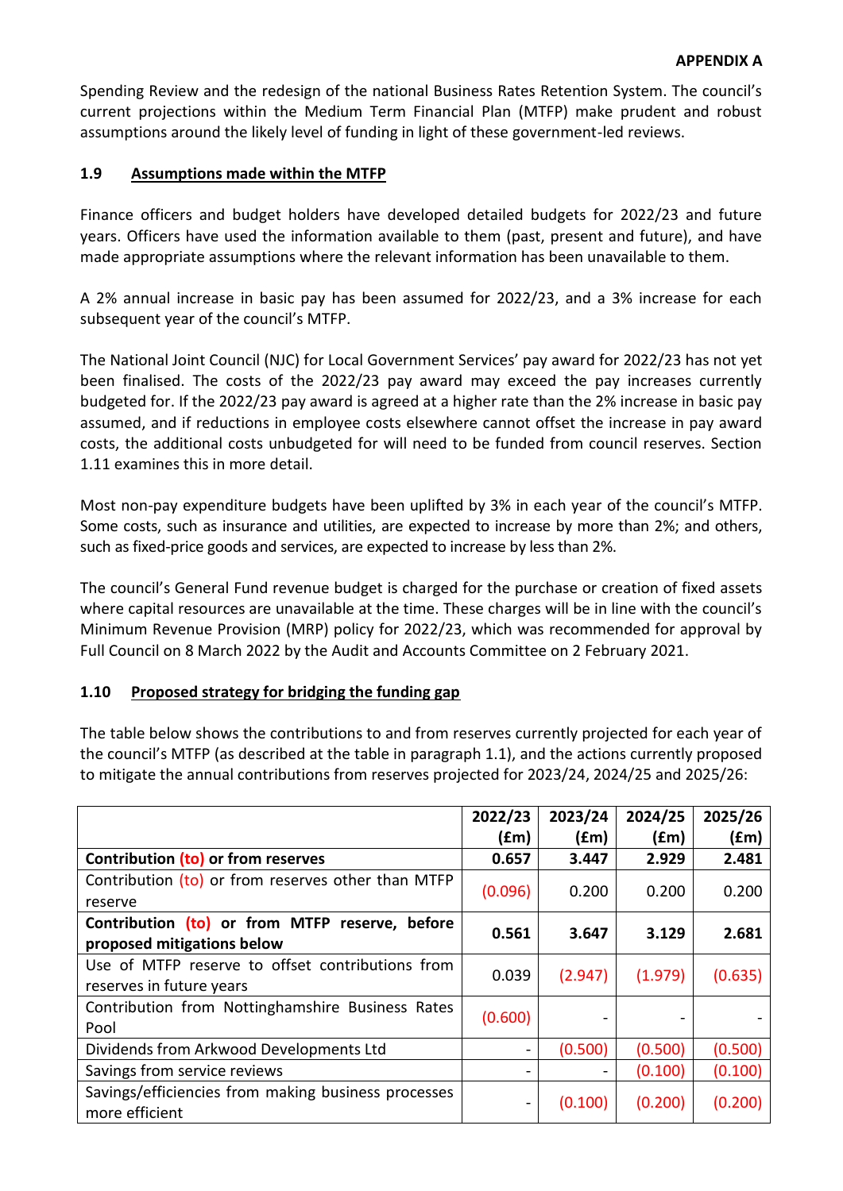**APPENDIX A**

Spending Review and the redesign of the national Business Rates Retention System. The council's current projections within the Medium Term Financial Plan (MTFP) make prudent and robust assumptions around the likely level of funding in light of these government-led reviews.

## 1.9 Assumptions made within the MTFP

Finance officers and budget holders have developed detailed budgets for 2022/23 and future years. Officers have used the information available to them (past, present and future), and have made appropriate assumptions where the relevant information has been unavailable to them.

A 2% annual increase in basic pay has been assumed for 2022/23, and a 3% increase for each subsequent year of the council's MTFP.

The National Joint Council (NJC) for Local Government Services' pay award for 2022/23 has not yet been finalised. The costs of the 2022/23 pay award may exceed the pay increases currently budgeted for. If the 2022/23 pay award is agreed at a higher rate than the 2% increase in basic pay assumed, and if reductions in employee costs elsewhere cannot offset the increase in pay award costs, the additional costs unbudgeted for will need to be funded from council reserves. Section 1.11 examines this in more detail.

Most non-pay expenditure budgets have been uplifted by 3% in each year of the council's MTFP. Some costs, such as insurance and utilities, are expected to increase by more than 2%; and others, such as fixed-price goods and services, are expected to increase by less than 2%.

The council's General Fund revenue budget is charged for the purchase or creation of fixed assets where capital resources are unavailable at the time. These charges will be in line with the council's Minimum Revenue Provision (MRP) policy for 2022/23, which was recommended for approval by Full Council on 8 March 2022 by the Audit and Accounts Committee on 2 February 2021.

## 1.10 Proposed strategy for bridging the funding gap

The table below shows the contributions to and from reserves currently projected for each year of the council's MTFP (as described at the table in paragraph 1.1), and the actions currently proposed to mitigate the annual contributions from reserves projected for 2023/24, 2024/25 and 2025/26:

| | 2022/23 (£m) | 2023/24 (£m) | 2024/25 (£m) | 2025/26 (£m) |
|---|---|---|---|---|
| **Contribution (to) or from reserves** | **0.657** | **3.447** | **2.929** | **2.481** |
| Contribution (to) or from reserves other than MTFP reserve | (0.096) | 0.200 | 0.200 | 0.200 |
| **Contribution (to) or from MTFP reserve, before proposed mitigations below** | **0.561** | **3.647** | **3.129** | **2.681** |
| Use of MTFP reserve to offset contributions from reserves in future years | 0.039 | (2.947) | (1.979) | (0.635) |
| Contribution from Nottinghamshire Business Rates Pool | (0.600) | - | - | - |
| Dividends from Arkwood Developments Ltd | - | (0.500) | (0.500) | (0.500) |
| Savings from service reviews | - | - | (0.100) | (0.100) |
| Savings/efficiencies from making business processes more efficient | - | (0.100) | (0.200) | (0.200) |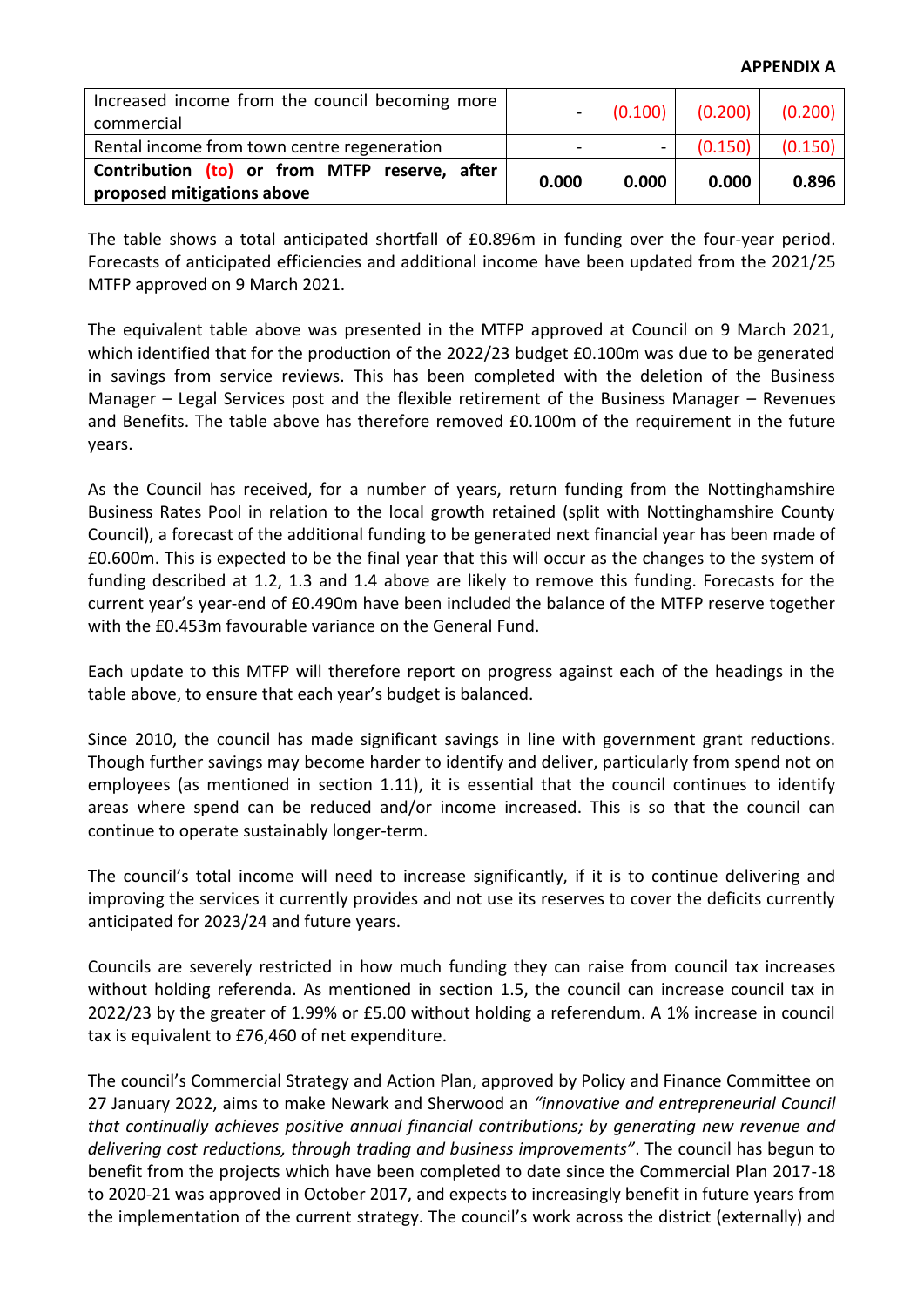**APPENDIX A**

| | | | | |
|---|---|---|---|---|
| Increased income from the council becoming more commercial | - | (0.100) | (0.200) | (0.200) |
| Rental income from town centre regeneration | - | - | (0.150) | (0.150) |
| **Contribution (to) or from MTFP reserve, after proposed mitigations above** | **0.000** | **0.000** | **0.000** | **0.896** |

The table shows a total anticipated shortfall of £0.896m in funding over the four-year period. Forecasts of anticipated efficiencies and additional income have been updated from the 2021/25 MTFP approved on 9 March 2021.

The equivalent table above was presented in the MTFP approved at Council on 9 March 2021, which identified that for the production of the 2022/23 budget £0.100m was due to be generated in savings from service reviews. This has been completed with the deletion of the Business Manager – Legal Services post and the flexible retirement of the Business Manager – Revenues and Benefits. The table above has therefore removed £0.100m of the requirement in the future years.

As the Council has received, for a number of years, return funding from the Nottinghamshire Business Rates Pool in relation to the local growth retained (split with Nottinghamshire County Council), a forecast of the additional funding to be generated next financial year has been made of £0.600m. This is expected to be the final year that this will occur as the changes to the system of funding described at 1.2, 1.3 and 1.4 above are likely to remove this funding. Forecasts for the current year's year-end of £0.490m have been included the balance of the MTFP reserve together with the £0.453m favourable variance on the General Fund.

Each update to this MTFP will therefore report on progress against each of the headings in the table above, to ensure that each year's budget is balanced.

Since 2010, the council has made significant savings in line with government grant reductions. Though further savings may become harder to identify and deliver, particularly from spend not on employees (as mentioned in section 1.11), it is essential that the council continues to identify areas where spend can be reduced and/or income increased. This is so that the council can continue to operate sustainably longer-term.

The council's total income will need to increase significantly, if it is to continue delivering and improving the services it currently provides and not use its reserves to cover the deficits currently anticipated for 2023/24 and future years.

Councils are severely restricted in how much funding they can raise from council tax increases without holding referenda. As mentioned in section 1.5, the council can increase council tax in 2022/23 by the greater of 1.99% or £5.00 without holding a referendum. A 1% increase in council tax is equivalent to £76,460 of net expenditure.

The council's Commercial Strategy and Action Plan, approved by Policy and Finance Committee on 27 January 2022, aims to make Newark and Sherwood an *"innovative and entrepreneurial Council that continually achieves positive annual financial contributions; by generating new revenue and delivering cost reductions, through trading and business improvements"*. The council has begun to benefit from the projects which have been completed to date since the Commercial Plan 2017-18 to 2020-21 was approved in October 2017, and expects to increasingly benefit in future years from the implementation of the current strategy. The council's work across the district (externally) and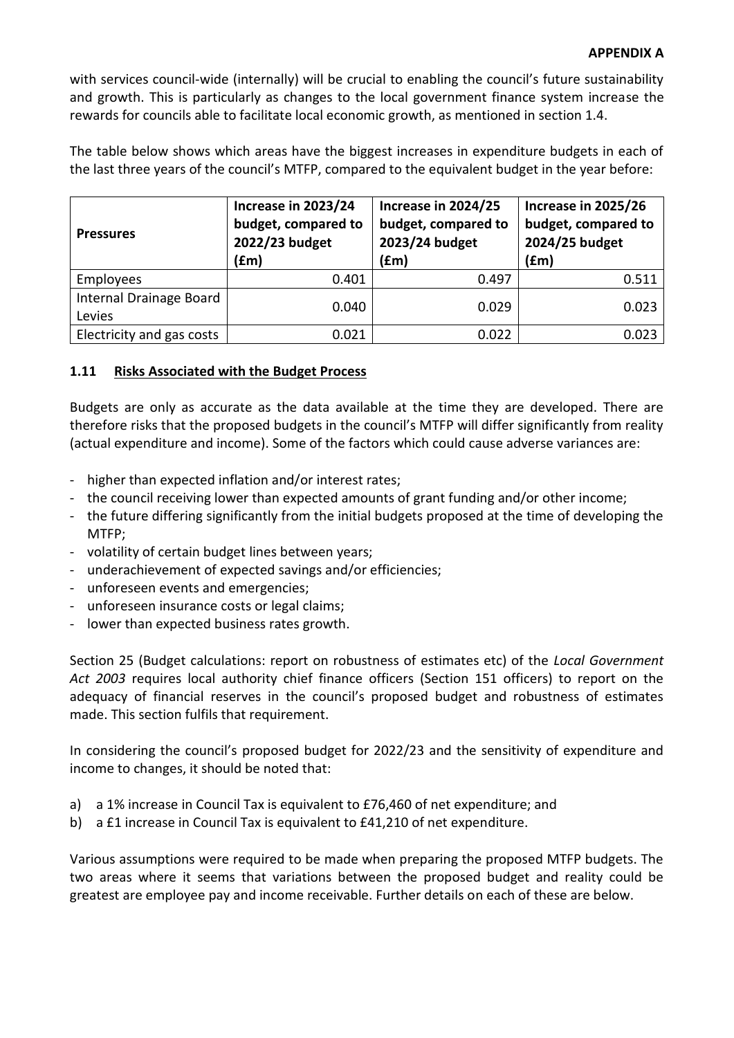with services council-wide (internally) will be crucial to enabling the council's future sustainability and growth. This is particularly as changes to the local government finance system increase the rewards for councils able to facilitate local economic growth, as mentioned in section 1.4.

The table below shows which areas have the biggest increases in expenditure budgets in each of the last three years of the council's MTFP, compared to the equivalent budget in the year before:

| Pressures | Increase in 2023/24 budget, compared to 2022/23 budget (£m) | Increase in 2024/25 budget, compared to 2023/24 budget (£m) | Increase in 2025/26 budget, compared to 2024/25 budget (£m) |
|---|---:|---:|---:|
| Employees | 0.401 | 0.497 | 0.511 |
| Internal Drainage Board Levies | 0.040 | 0.029 | 0.023 |
| Electricity and gas costs | 0.021 | 0.022 | 0.023 |

### 1.11 Risks Associated with the Budget Process

Budgets are only as accurate as the data available at the time they are developed. There are therefore risks that the proposed budgets in the council's MTFP will differ significantly from reality (actual expenditure and income). Some of the factors which could cause adverse variances are:

- higher than expected inflation and/or interest rates;
- the council receiving lower than expected amounts of grant funding and/or other income;
- the future differing significantly from the initial budgets proposed at the time of developing the MTFP;
- volatility of certain budget lines between years;
- underachievement of expected savings and/or efficiencies;
- unforeseen events and emergencies;
- unforeseen insurance costs or legal claims;
- lower than expected business rates growth.

Section 25 (Budget calculations: report on robustness of estimates etc) of the *Local Government Act 2003* requires local authority chief finance officers (Section 151 officers) to report on the adequacy of financial reserves in the council's proposed budget and robustness of estimates made. This section fulfils that requirement.

In considering the council's proposed budget for 2022/23 and the sensitivity of expenditure and income to changes, it should be noted that:

a) a 1% increase in Council Tax is equivalent to £76,460 of net expenditure; and
b) a £1 increase in Council Tax is equivalent to £41,210 of net expenditure.

Various assumptions were required to be made when preparing the proposed MTFP budgets. The two areas where it seems that variations between the proposed budget and reality could be greatest are employee pay and income receivable. Further details on each of these are below.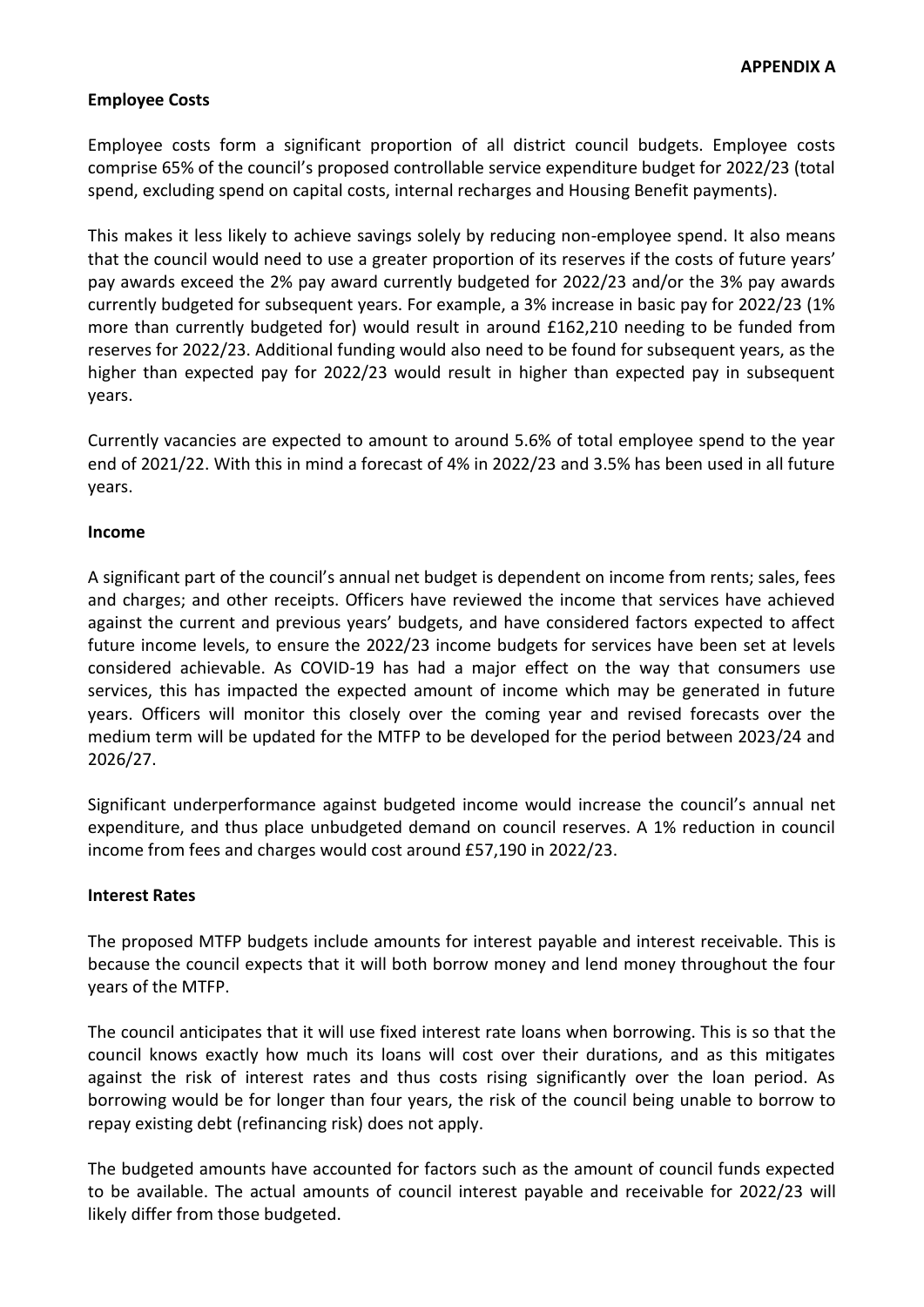**APPENDIX A**

**Employee Costs**

Employee costs form a significant proportion of all district council budgets. Employee costs comprise 65% of the council's proposed controllable service expenditure budget for 2022/23 (total spend, excluding spend on capital costs, internal recharges and Housing Benefit payments).

This makes it less likely to achieve savings solely by reducing non-employee spend. It also means that the council would need to use a greater proportion of its reserves if the costs of future years' pay awards exceed the 2% pay award currently budgeted for 2022/23 and/or the 3% pay awards currently budgeted for subsequent years. For example, a 3% increase in basic pay for 2022/23 (1% more than currently budgeted for) would result in around £162,210 needing to be funded from reserves for 2022/23. Additional funding would also need to be found for subsequent years, as the higher than expected pay for 2022/23 would result in higher than expected pay in subsequent years.

Currently vacancies are expected to amount to around 5.6% of total employee spend to the year end of 2021/22. With this in mind a forecast of 4% in 2022/23 and 3.5% has been used in all future years.

**Income**

A significant part of the council's annual net budget is dependent on income from rents; sales, fees and charges; and other receipts. Officers have reviewed the income that services have achieved against the current and previous years' budgets, and have considered factors expected to affect future income levels, to ensure the 2022/23 income budgets for services have been set at levels considered achievable. As COVID-19 has had a major effect on the way that consumers use services, this has impacted the expected amount of income which may be generated in future years. Officers will monitor this closely over the coming year and revised forecasts over the medium term will be updated for the MTFP to be developed for the period between 2023/24 and 2026/27.

Significant underperformance against budgeted income would increase the council's annual net expenditure, and thus place unbudgeted demand on council reserves. A 1% reduction in council income from fees and charges would cost around £57,190 in 2022/23.

**Interest Rates**

The proposed MTFP budgets include amounts for interest payable and interest receivable. This is because the council expects that it will both borrow money and lend money throughout the four years of the MTFP.

The council anticipates that it will use fixed interest rate loans when borrowing. This is so that the council knows exactly how much its loans will cost over their durations, and as this mitigates against the risk of interest rates and thus costs rising significantly over the loan period. As borrowing would be for longer than four years, the risk of the council being unable to borrow to repay existing debt (refinancing risk) does not apply.

The budgeted amounts have accounted for factors such as the amount of council funds expected to be available. The actual amounts of council interest payable and receivable for 2022/23 will likely differ from those budgeted.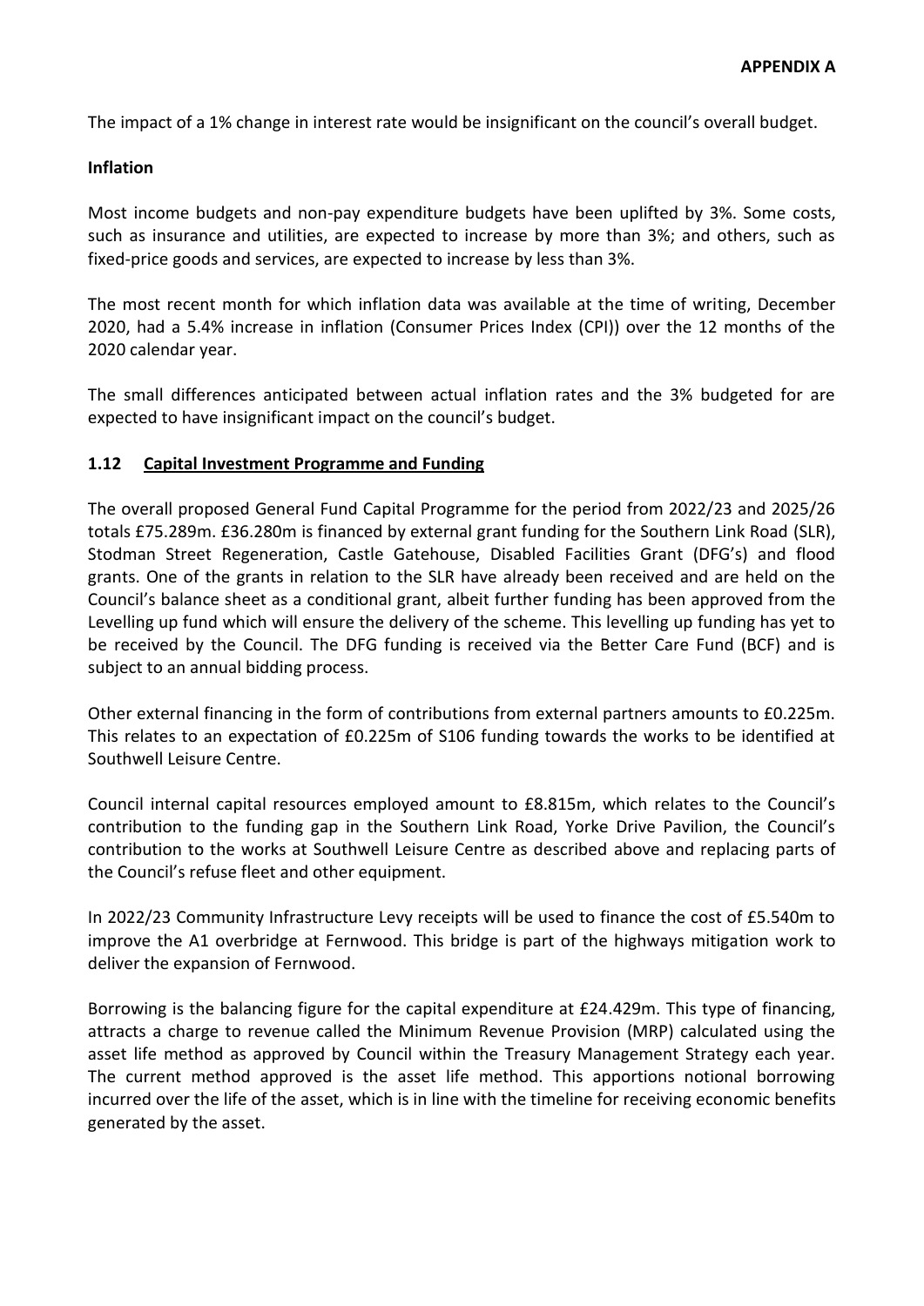The impact of a 1% change in interest rate would be insignificant on the council's overall budget.

**Inflation**

Most income budgets and non-pay expenditure budgets have been uplifted by 3%. Some costs, such as insurance and utilities, are expected to increase by more than 3%; and others, such as fixed-price goods and services, are expected to increase by less than 3%.

The most recent month for which inflation data was available at the time of writing, December 2020, had a 5.4% increase in inflation (Consumer Prices Index (CPI)) over the 12 months of the 2020 calendar year.

The small differences anticipated between actual inflation rates and the 3% budgeted for are expected to have insignificant impact on the council's budget.

## 1.12 Capital Investment Programme and Funding

The overall proposed General Fund Capital Programme for the period from 2022/23 and 2025/26 totals £75.289m. £36.280m is financed by external grant funding for the Southern Link Road (SLR), Stodman Street Regeneration, Castle Gatehouse, Disabled Facilities Grant (DFG's) and flood grants. One of the grants in relation to the SLR have already been received and are held on the Council's balance sheet as a conditional grant, albeit further funding has been approved from the Levelling up fund which will ensure the delivery of the scheme. This levelling up funding has yet to be received by the Council. The DFG funding is received via the Better Care Fund (BCF) and is subject to an annual bidding process.

Other external financing in the form of contributions from external partners amounts to £0.225m. This relates to an expectation of £0.225m of S106 funding towards the works to be identified at Southwell Leisure Centre.

Council internal capital resources employed amount to £8.815m, which relates to the Council's contribution to the funding gap in the Southern Link Road, Yorke Drive Pavilion, the Council's contribution to the works at Southwell Leisure Centre as described above and replacing parts of the Council's refuse fleet and other equipment.

In 2022/23 Community Infrastructure Levy receipts will be used to finance the cost of £5.540m to improve the A1 overbridge at Fernwood. This bridge is part of the highways mitigation work to deliver the expansion of Fernwood.

Borrowing is the balancing figure for the capital expenditure at £24.429m. This type of financing, attracts a charge to revenue called the Minimum Revenue Provision (MRP) calculated using the asset life method as approved by Council within the Treasury Management Strategy each year. The current method approved is the asset life method. This apportions notional borrowing incurred over the life of the asset, which is in line with the timeline for receiving economic benefits generated by the asset.